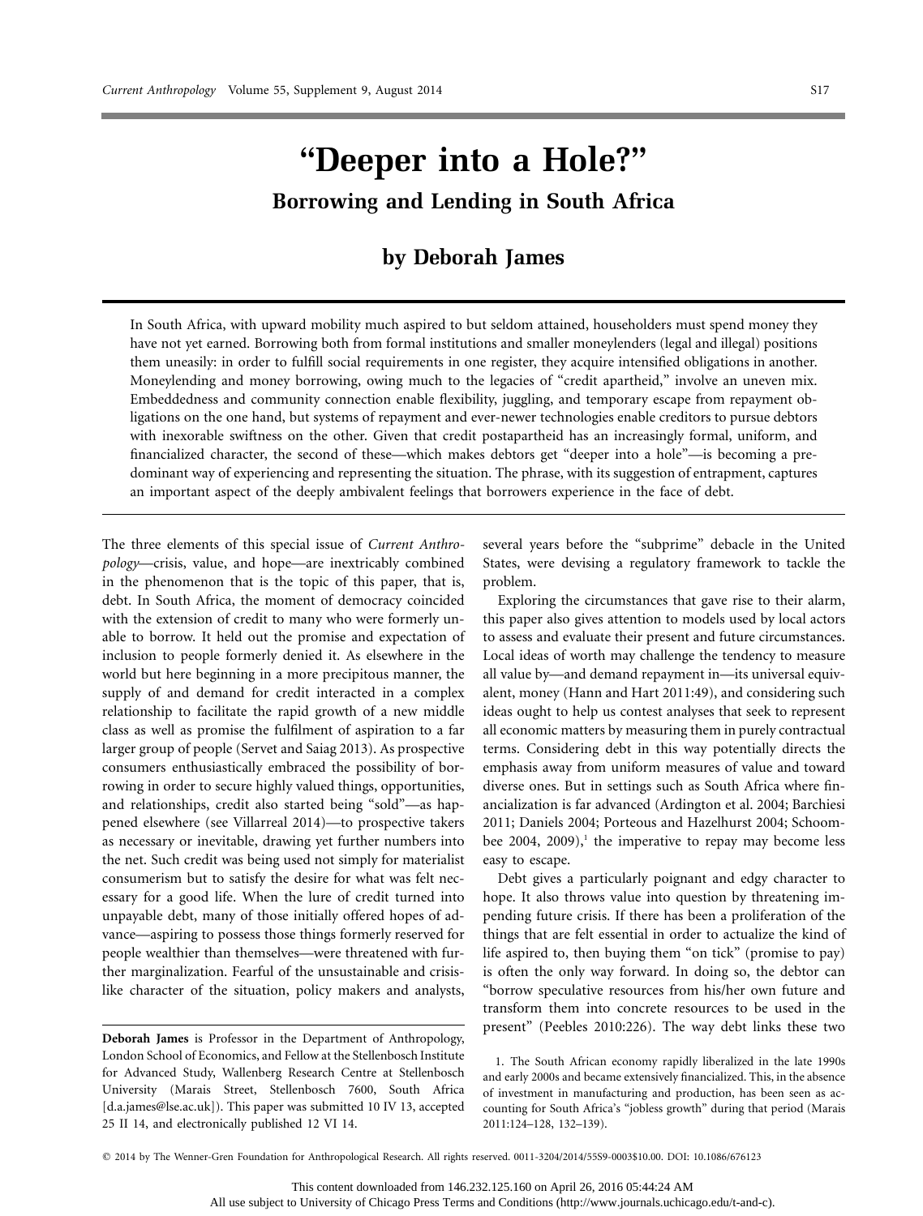# "Deeper into a Hole?"

## Borrowing and Lending in South Africa

### by Deborah James

In South Africa, with upward mobility much aspired to but seldom attained, householders must spend money they have not yet earned. Borrowing both from formal institutions and smaller moneylenders (legal and illegal) positions them uneasily: in order to fulfill social requirements in one register, they acquire intensified obligations in another. Moneylending and money borrowing, owing much to the legacies of "credit apartheid," involve an uneven mix. Embeddedness and community connection enable flexibility, juggling, and temporary escape from repayment obligations on the one hand, but systems of repayment and ever-newer technologies enable creditors to pursue debtors with inexorable swiftness on the other. Given that credit postapartheid has an increasingly formal, uniform, and financialized character, the second of these—which makes debtors get "deeper into a hole"—is becoming a predominant way of experiencing and representing the situation. The phrase, with its suggestion of entrapment, captures an important aspect of the deeply ambivalent feelings that borrowers experience in the face of debt.

The three elements of this special issue of *Current Anthropology*—crisis, value, and hope—are inextricably combined in the phenomenon that is the topic of this paper, that is, debt. In South Africa, the moment of democracy coincided with the extension of credit to many who were formerly unable to borrow. It held out the promise and expectation of inclusion to people formerly denied it. As elsewhere in the world but here beginning in a more precipitous manner, the supply of and demand for credit interacted in a complex relationship to facilitate the rapid growth of a new middle class as well as promise the fulfilment of aspiration to a far larger group of people (Servet and Saiag 2013). As prospective consumers enthusiastically embraced the possibility of borrowing in order to secure highly valued things, opportunities, and relationships, credit also started being "sold"—as happened elsewhere (see Villarreal 2014)—to prospective takers as necessary or inevitable, drawing yet further numbers into the net. Such credit was being used not simply for materialist consumerism but to satisfy the desire for what was felt necessary for a good life. When the lure of credit turned into unpayable debt, many of those initially offered hopes of advance—aspiring to possess those things formerly reserved for people wealthier than themselves—were threatened with further marginalization. Fearful of the unsustainable and crisis-like character of the situation, policy makers and analysts, several years before the "subprime" debacle in the United States, were devising a regulatory framework to tackle the problem.

Exploring the circumstances that gave rise to their alarm, this paper also gives attention to models used by local actors to assess and evaluate their present and future circumstances. Local ideas of worth may challenge the tendency to measure all value by—and demand repayment in—its universal equivalent, money (Hann and Hart 2011:49), and considering such ideas ought to help us contest analyses that seek to represent all economic matters by measuring them in purely contractual terms. Considering debt in this way potentially directs the emphasis away from uniform measures of value and toward diverse ones. But in settings such as South Africa where financialization is far advanced (Ardington et al. 2004; Barchiesi 2011; Daniels 2004; Porteous and Hazelhurst 2004; Schoombee 2004, 2009),[1] the imperative to repay may become less easy to escape.

Debt gives a particularly poignant and edgy character to hope. It also throws value into question by threatening impending future crisis. If there has been a proliferation of the things that are felt essential in order to actualize the kind of life aspired to, then buying them "on tick" (promise to pay) is often the only way forward. In doing so, the debtor can "borrow speculative resources from his/her own future and transform them into concrete resources to be used in the present" (Peebles 2010:226). The way debt links these two

**Deborah James** is Professor in the Department of Anthropology, London School of Economics, and Fellow at the Stellenbosch Institute for Advanced Study, Wallenberg Research Centre at Stellenbosch University (Marais Street, Stellenbosch 7600, South Africa [d.a.james@lse.ac.uk]). This paper was submitted 10 IV 13, accepted 25 II 14, and electronically published 12 VI 14.

1. The South African economy rapidly liberalized in the late 1990s and early 2000s and became extensively financialized. This, in the absence of investment in manufacturing and production, has been seen as accounting for South Africa's "jobless growth" during that period (Marais 2011:124–128, 132–139).

© 2014 by The Wenner-Gren Foundation for Anthropological Research. All rights reserved. 0011-3204/2014/55S9-0003$10.00. DOI: 10.1086/676123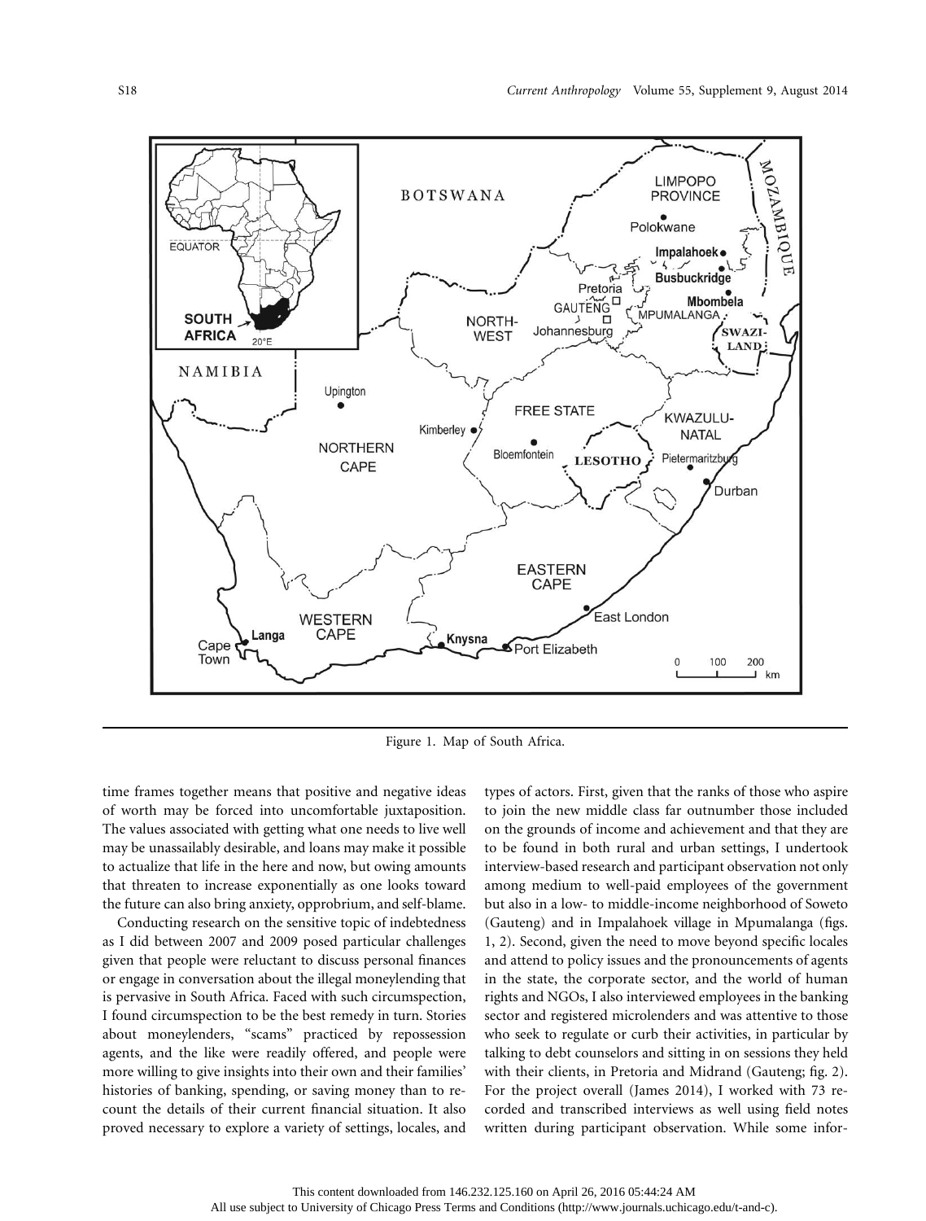Figure 1. Map of South Africa.

time frames together means that positive and negative ideas of worth may be forced into uncomfortable juxtaposition. The values associated with getting what one needs to live well may be unassailably desirable, and loans may make it possible to actualize that life in the here and now, but owing amounts that threaten to increase exponentially as one looks toward the future can also bring anxiety, opprobrium, and self-blame.

Conducting research on the sensitive topic of indebtedness as I did between 2007 and 2009 posed particular challenges given that people were reluctant to discuss personal finances or engage in conversation about the illegal moneylending that is pervasive in South Africa. Faced with such circumspection, I found circumspection to be the best remedy in turn. Stories about moneylenders, "scams" practiced by repossession agents, and the like were readily offered, and people were more willing to give insights into their own and their families' histories of banking, spending, or saving money than to recount the details of their current financial situation. It also proved necessary to explore a variety of settings, locales, and types of actors. First, given that the ranks of those who aspire to join the new middle class far outnumber those included on the grounds of income and achievement and that they are to be found in both rural and urban settings, I undertook interview-based research and participant observation not only among medium to well-paid employees of the government but also in a low- to middle-income neighborhood of Soweto (Gauteng) and in Impalahoek village in Mpumalanga (figs. 1, 2). Second, given the need to move beyond specific locales and attend to policy issues and the pronouncements of agents in the state, the corporate sector, and the world of human rights and NGOs, I also interviewed employees in the banking sector and registered microlenders and was attentive to those who seek to regulate or curb their activities, in particular by talking to debt counselors and sitting in on sessions they held with their clients, in Pretoria and Midrand (Gauteng; fig. 2). For the project overall (James 2014), I worked with 73 recorded and transcribed interviews as well using field notes written during participant observation. While some infor-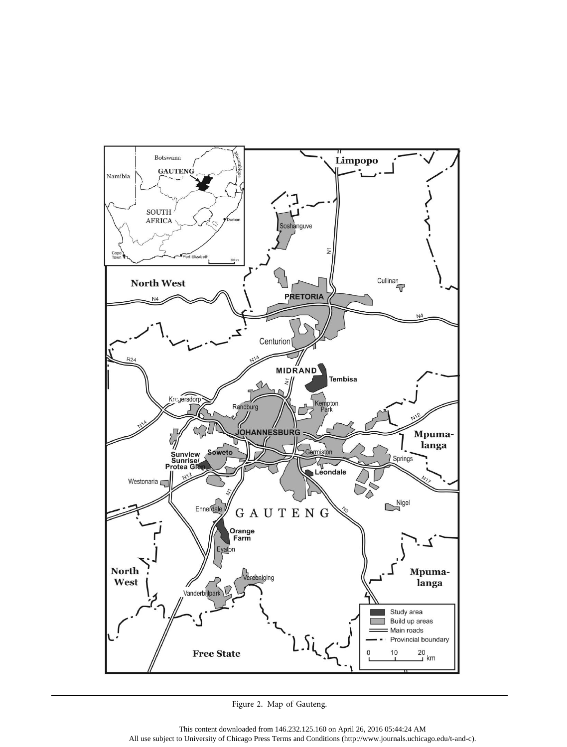Figure 2. Map of Gauteng.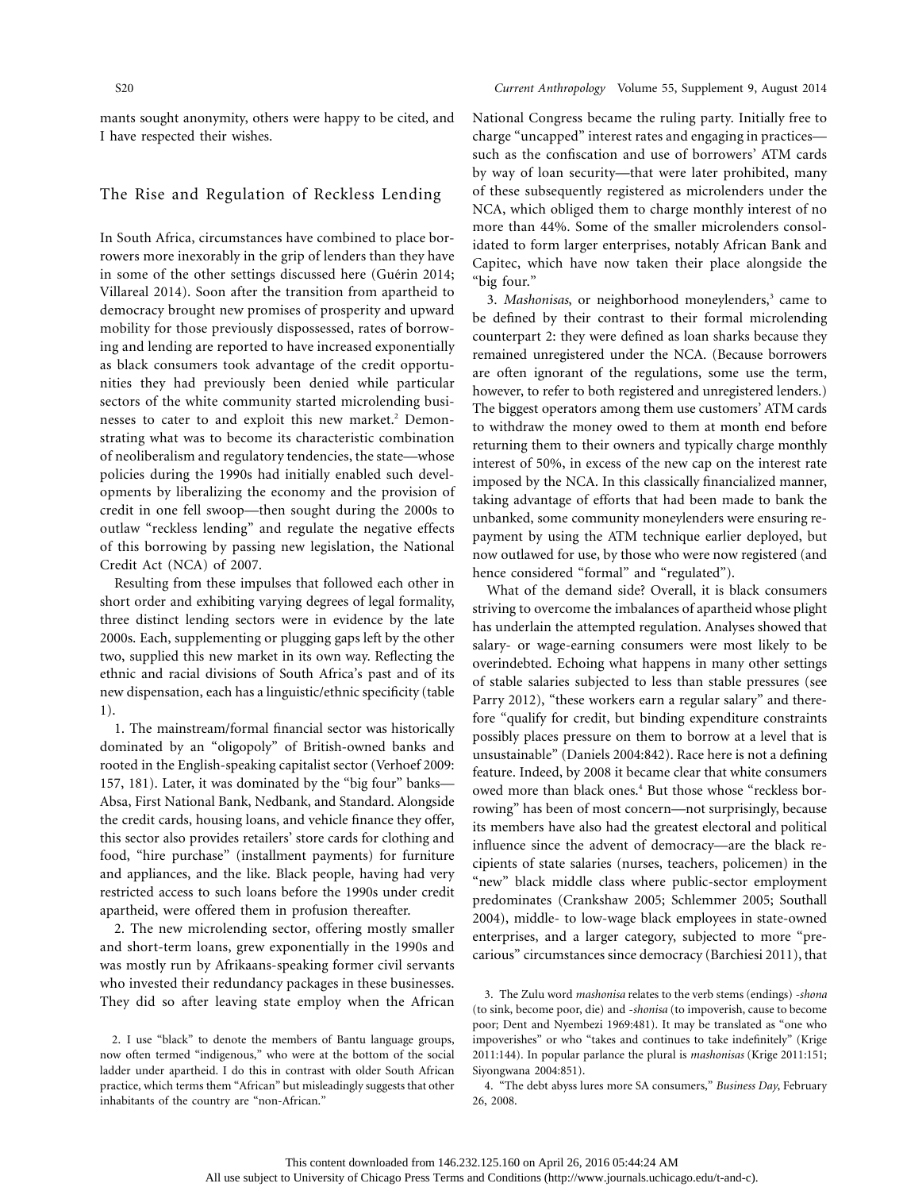mants sought anonymity, others were happy to be cited, and I have respected their wishes.

## The Rise and Regulation of Reckless Lending

In South Africa, circumstances have combined to place borrowers more inexorably in the grip of lenders than they have in some of the other settings discussed here (Guérin 2014; Villareal 2014). Soon after the transition from apartheid to democracy brought new promises of prosperity and upward mobility for those previously dispossessed, rates of borrowing and lending are reported to have increased exponentially as black consumers took advantage of the credit opportunities they had previously been denied while particular sectors of the white community started microlending businesses to cater to and exploit this new market.[2] Demonstrating what was to become its characteristic combination of neoliberalism and regulatory tendencies, the state—whose policies during the 1990s had initially enabled such developments by liberalizing the economy and the provision of credit in one fell swoop—then sought during the 2000s to outlaw "reckless lending" and regulate the negative effects of this borrowing by passing new legislation, the National Credit Act (NCA) of 2007.

Resulting from these impulses that followed each other in short order and exhibiting varying degrees of legal formality, three distinct lending sectors were in evidence by the late 2000s. Each, supplementing or plugging gaps left by the other two, supplied this new market in its own way. Reflecting the ethnic and racial divisions of South Africa's past and of its new dispensation, each has a linguistic/ethnic specificity (table 1).

1. The mainstream/formal financial sector was historically dominated by an "oligopoly" of British-owned banks and rooted in the English-speaking capitalist sector (Verhoef 2009: 157, 181). Later, it was dominated by the "big four" banks—Absa, First National Bank, Nedbank, and Standard. Alongside the credit cards, housing loans, and vehicle finance they offer, this sector also provides retailers' store cards for clothing and food, "hire purchase" (installment payments) for furniture and appliances, and the like. Black people, having had very restricted access to such loans before the 1990s under credit apartheid, were offered them in profusion thereafter.

2. The new microlending sector, offering mostly smaller and short-term loans, grew exponentially in the 1990s and was mostly run by Afrikaans-speaking former civil servants who invested their redundancy packages in these businesses. They did so after leaving state employ when the African National Congress became the ruling party. Initially free to charge "uncapped" interest rates and engaging in practices—such as the confiscation and use of borrowers' ATM cards by way of loan security—that were later prohibited, many of these subsequently registered as microlenders under the NCA, which obliged them to charge monthly interest of no more than 44%. Some of the smaller microlenders consolidated to form larger enterprises, notably African Bank and Capitec, which have now taken their place alongside the "big four."

3. *Mashonisas*, or neighborhood moneylenders,[3] came to be defined by their contrast to their formal microlending counterpart 2: they were defined as loan sharks because they remained unregistered under the NCA. (Because borrowers are often ignorant of the regulations, some use the term, however, to refer to both registered and unregistered lenders.) The biggest operators among them use customers' ATM cards to withdraw the money owed to them at month end before returning them to their owners and typically charge monthly interest of 50%, in excess of the new cap on the interest rate imposed by the NCA. In this classically financialized manner, taking advantage of efforts that had been made to bank the unbanked, some community moneylenders were ensuring repayment by using the ATM technique earlier deployed, but now outlawed for use, by those who were now registered (and hence considered "formal" and "regulated").

What of the demand side? Overall, it is black consumers striving to overcome the imbalances of apartheid whose plight has underlain the attempted regulation. Analyses showed that salary- or wage-earning consumers were most likely to be overindebted. Echoing what happens in many other settings of stable salaries subjected to less than stable pressures (see Parry 2012), "these workers earn a regular salary" and therefore "qualify for credit, but binding expenditure constraints possibly places pressure on them to borrow at a level that is unsustainable" (Daniels 2004:842). Race here is not a defining feature. Indeed, by 2008 it became clear that white consumers owed more than black ones.[4] But those whose "reckless borrowing" has been of most concern—not surprisingly, because its members have also had the greatest electoral and political influence since the advent of democracy—are the black recipients of state salaries (nurses, teachers, policemen) in the "new" black middle class where public-sector employment predominates (Crankshaw 2005; Schlemmer 2005; Southall 2004), middle- to low-wage black employees in state-owned enterprises, and a larger category, subjected to more "precarious" circumstances since democracy (Barchiesi 2011), that

2. I use "black" to denote the members of Bantu language groups, now often termed "indigenous," who were at the bottom of the social ladder under apartheid. I do this in contrast with older South African practice, which terms them "African" but misleadingly suggests that other inhabitants of the country are "non-African."

3. The Zulu word *mashonisa* relates to the verb stems (endings) *-shona* (to sink, become poor, die) and *-shonisa* (to impoverish, cause to become poor; Dent and Nyembezi 1969:481). It may be translated as "one who impoverishes" or who "takes and continues to take indefinitely" (Krige 2011:144). In popular parlance the plural is *mashonisas* (Krige 2011:151; Siyongwana 2004:851).

4. "The debt abyss lures more SA consumers," *Business Day*, February 26, 2008.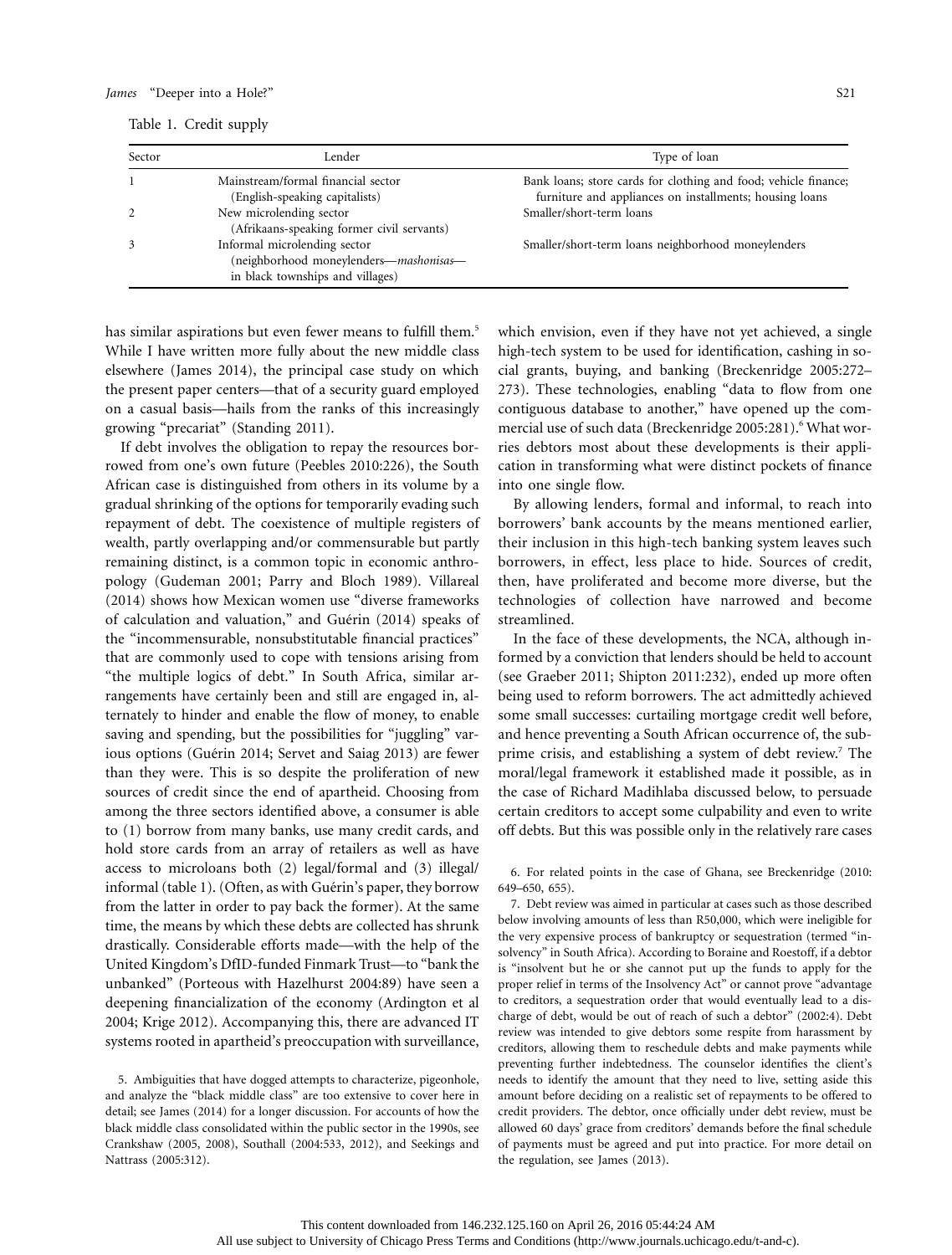Table 1. Credit supply

| Sector | Lender | Type of loan |
|---|---|---|
| 1 | Mainstream/formal financial sector (English-speaking capitalists) | Bank loans; store cards for clothing and food; vehicle finance; furniture and appliances on installments; housing loans |
| 2 | New microlending sector (Afrikaans-speaking former civil servants) | Smaller/short-term loans |
| 3 | Informal microlending sector (neighborhood moneylenders—*mashonisas*—in black townships and villages) | Smaller/short-term loans neighborhood moneylenders |

has similar aspirations but even fewer means to fulfill them.[5] While I have written more fully about the new middle class elsewhere (James 2014), the principal case study on which the present paper centers—that of a security guard employed on a casual basis—hails from the ranks of this increasingly growing "precariat" (Standing 2011).

If debt involves the obligation to repay the resources borrowed from one's own future (Peebles 2010:226), the South African case is distinguished from others in its volume by a gradual shrinking of the options for temporarily evading such repayment of debt. The coexistence of multiple registers of wealth, partly overlapping and/or commensurable but partly remaining distinct, is a common topic in economic anthropology (Gudeman 2001; Parry and Bloch 1989). Villareal (2014) shows how Mexican women use "diverse frameworks of calculation and valuation," and Guérin (2014) speaks of the "incommensurable, nonsubstitutable financial practices" that are commonly used to cope with tensions arising from "the multiple logics of debt." In South Africa, similar arrangements have certainly been and still are engaged in, alternately to hinder and enable the flow of money, to enable saving and spending, but the possibilities for "juggling" various options (Guérin 2014; Servet and Saiag 2013) are fewer than they were. This is so despite the proliferation of new sources of credit since the end of apartheid. Choosing from among the three sectors identified above, a consumer is able to (1) borrow from many banks, use many credit cards, and hold store cards from an array of retailers as well as have access to microloans both (2) legal/formal and (3) illegal/informal (table 1). (Often, as with Guérin's paper, they borrow from the latter in order to pay back the former). At the same time, the means by which these debts are collected has shrunk drastically. Considerable efforts made—with the help of the United Kingdom's DfID-funded Finmark Trust—to "bank the unbanked" (Porteous with Hazelhurst 2004:89) have seen a deepening financialization of the economy (Ardington et al 2004; Krige 2012). Accompanying this, there are advanced IT systems rooted in apartheid's preoccupation with surveillance, which envision, even if they have not yet achieved, a single high-tech system to be used for identification, cashing in social grants, buying, and banking (Breckenridge 2005:272–273). These technologies, enabling "data to flow from one contiguous database to another," have opened up the commercial use of such data (Breckenridge 2005:281).[6] What worries debtors most about these developments is their application in transforming what were distinct pockets of finance into one single flow.

By allowing lenders, formal and informal, to reach into borrowers' bank accounts by the means mentioned earlier, their inclusion in this high-tech banking system leaves such borrowers, in effect, less place to hide. Sources of credit, then, have proliferated and become more diverse, but the technologies of collection have narrowed and become streamlined.

In the face of these developments, the NCA, although informed by a conviction that lenders should be held to account (see Graeber 2011; Shipton 2011:232), ended up more often being used to reform borrowers. The act admittedly achieved some small successes: curtailing mortgage credit well before, and hence preventing a South African occurrence of, the subprime crisis, and establishing a system of debt review.[7] The moral/legal framework it established made it possible, as in the case of Richard Madihlaba discussed below, to persuade certain creditors to accept some culpability and even to write off debts. But this was possible only in the relatively rare cases

5. Ambiguities that have dogged attempts to characterize, pigeonhole, and analyze the "black middle class" are too extensive to cover here in detail; see James (2014) for a longer discussion. For accounts of how the black middle class consolidated within the public sector in the 1990s, see Crankshaw (2005, 2008), Southall (2004:533, 2012), and Seekings and Nattrass (2005:312).

6. For related points in the case of Ghana, see Breckenridge (2010: 649–650, 655).

7. Debt review was aimed in particular at cases such as those described below involving amounts of less than R50,000, which were ineligible for the very expensive process of bankruptcy or sequestration (termed "insolvency" in South Africa). According to Boraine and Roestoff, if a debtor is "insolvent but he or she cannot put up the funds to apply for the proper relief in terms of the Insolvency Act" or cannot prove "advantage to creditors, a sequestration order that would eventually lead to a discharge of debt, would be out of reach of such a debtor" (2002:4). Debt review was intended to give debtors some respite from harassment by creditors, allowing them to reschedule debts and make payments while preventing further indebtedness. The counselor identifies the client's needs to identify the amount that they need to live, setting aside this amount before deciding on a realistic set of repayments to be offered to credit providers. The debtor, once officially under debt review, must be allowed 60 days' grace from creditors' demands before the final schedule of payments must be agreed and put into practice. For more detail on the regulation, see James (2013).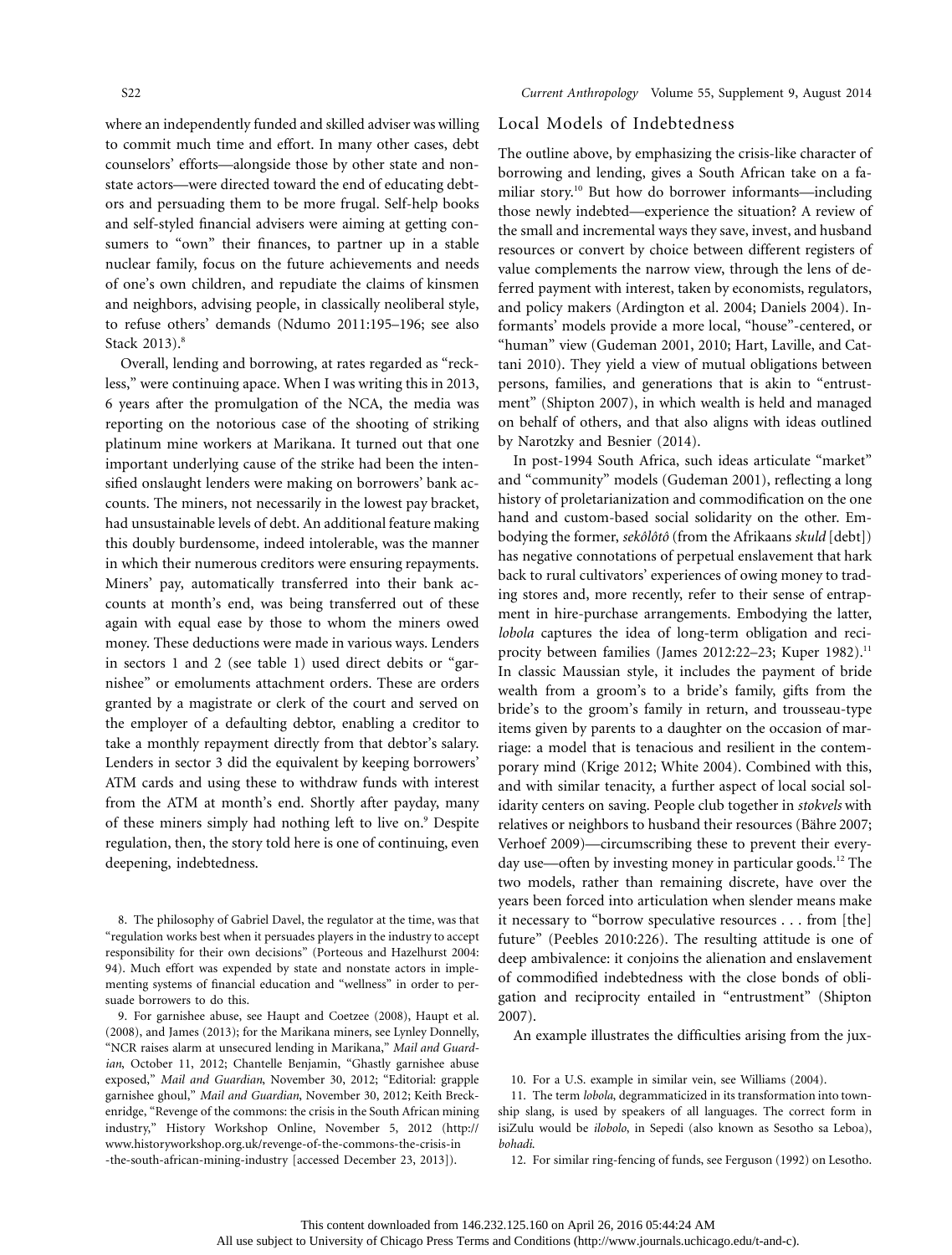where an independently funded and skilled adviser was willing to commit much time and effort. In many other cases, debt counselors' efforts—alongside those by other state and non-state actors—were directed toward the end of educating debtors and persuading them to be more frugal. Self-help books and self-styled financial advisers were aiming at getting consumers to "own" their finances, to partner up in a stable nuclear family, focus on the future achievements and needs of one's own children, and repudiate the claims of kinsmen and neighbors, advising people, in classically neoliberal style, to refuse others' demands (Ndumo 2011:195–196; see also Stack 2013).[8]

Overall, lending and borrowing, at rates regarded as "reckless," were continuing apace. When I was writing this in 2013, 6 years after the promulgation of the NCA, the media was reporting on the notorious case of the shooting of striking platinum mine workers at Marikana. It turned out that one important underlying cause of the strike had been the intensified onslaught lenders were making on borrowers' bank accounts. The miners, not necessarily in the lowest pay bracket, had unsustainable levels of debt. An additional feature making this doubly burdensome, indeed intolerable, was the manner in which their numerous creditors were ensuring repayments. Miners' pay, automatically transferred into their bank accounts at month's end, was being transferred out of these again with equal ease by those to whom the miners owed money. These deductions were made in various ways. Lenders in sectors 1 and 2 (see table 1) used direct debits or "garnishee" or emoluments attachment orders. These are orders granted by a magistrate or clerk of the court and served on the employer of a defaulting debtor, enabling a creditor to take a monthly repayment directly from that debtor's salary. Lenders in sector 3 did the equivalent by keeping borrowers' ATM cards and using these to withdraw funds with interest from the ATM at month's end. Shortly after payday, many of these miners simply had nothing left to live on.[9] Despite regulation, then, the story told here is one of continuing, even deepening, indebtedness.

## Local Models of Indebtedness

The outline above, by emphasizing the crisis-like character of borrowing and lending, gives a South African take on a familiar story.[10] But how do borrower informants—including those newly indebted—experience the situation? A review of the small and incremental ways they save, invest, and husband resources or convert by choice between different registers of value complements the narrow view, through the lens of deferred payment with interest, taken by economists, regulators, and policy makers (Ardington et al. 2004; Daniels 2004). Informants' models provide a more local, "house"-centered, or "human" view (Gudeman 2001, 2010; Hart, Laville, and Cattani 2010). They yield a view of mutual obligations between persons, families, and generations that is akin to "entrustment" (Shipton 2007), in which wealth is held and managed on behalf of others, and that also aligns with ideas outlined by Narotzky and Besnier (2014).

In post-1994 South Africa, such ideas articulate "market" and "community" models (Gudeman 2001), reflecting a long history of proletarianization and commodification on the one hand and custom-based social solidarity on the other. Embodying the former, *sekôlôtô* (from the Afrikaans *skuld* [debt]) has negative connotations of perpetual enslavement that hark back to rural cultivators' experiences of owing money to trading stores and, more recently, refer to their sense of entrapment in hire-purchase arrangements. Embodying the latter, *lobola* captures the idea of long-term obligation and reciprocity between families (James 2012:22–23; Kuper 1982).[11] In classic Maussian style, it includes the payment of bride wealth from a groom's to a bride's family, gifts from the bride's to the groom's family in return, and trousseau-type items given by parents to a daughter on the occasion of marriage: a model that is tenacious and resilient in the contemporary mind (Krige 2012; White 2004). Combined with this, and with similar tenacity, a further aspect of local social solidarity centers on saving. People club together in *stokvels* with relatives or neighbors to husband their resources (Bähre 2007; Verhoef 2009)—circumscribing these to prevent their everyday use—often by investing money in particular goods.[12] The two models, rather than remaining discrete, have over the years been forced into articulation when slender means make it necessary to "borrow speculative resources . . . from [the] future" (Peebles 2010:226). The resulting attitude is one of deep ambivalence: it conjoins the alienation and enslavement of commodified indebtedness with the close bonds of obligation and reciprocity entailed in "entrustment" (Shipton 2007).

An example illustrates the difficulties arising from the jux-

8. The philosophy of Gabriel Davel, the regulator at the time, was that "regulation works best when it persuades players in the industry to accept responsibility for their own decisions" (Porteous and Hazelhurst 2004: 94). Much effort was expended by state and nonstate actors in implementing systems of financial education and "wellness" in order to persuade borrowers to do this.

9. For garnishee abuse, see Haupt and Coetzee (2008), Haupt et al. (2008), and James (2013); for the Marikana miners, see Lynley Donnelly, "NCR raises alarm at unsecured lending in Marikana," *Mail and Guardian*, October 11, 2012; Chantelle Benjamin, "Ghastly garnishee abuse exposed," *Mail and Guardian*, November 30, 2012; "Editorial: grapple garnishee ghoul," *Mail and Guardian*, November 30, 2012; Keith Breckenridge, "Revenge of the commons: the crisis in the South African mining industry," History Workshop Online, November 5, 2012 (http://www.historyworkshop.org.uk/revenge-of-the-commons-the-crisis-in-the-south-african-mining-industry [accessed December 23, 2013]).

10. For a U.S. example in similar vein, see Williams (2004).

11. The term *lobola*, degrammaticized in its transformation into township slang, is used by speakers of all languages. The correct form in isiZulu would be *ilobolo*, in Sepedi (also known as Sesotho sa Leboa), *bohadi*.

12. For similar ring-fencing of funds, see Ferguson (1992) on Lesotho.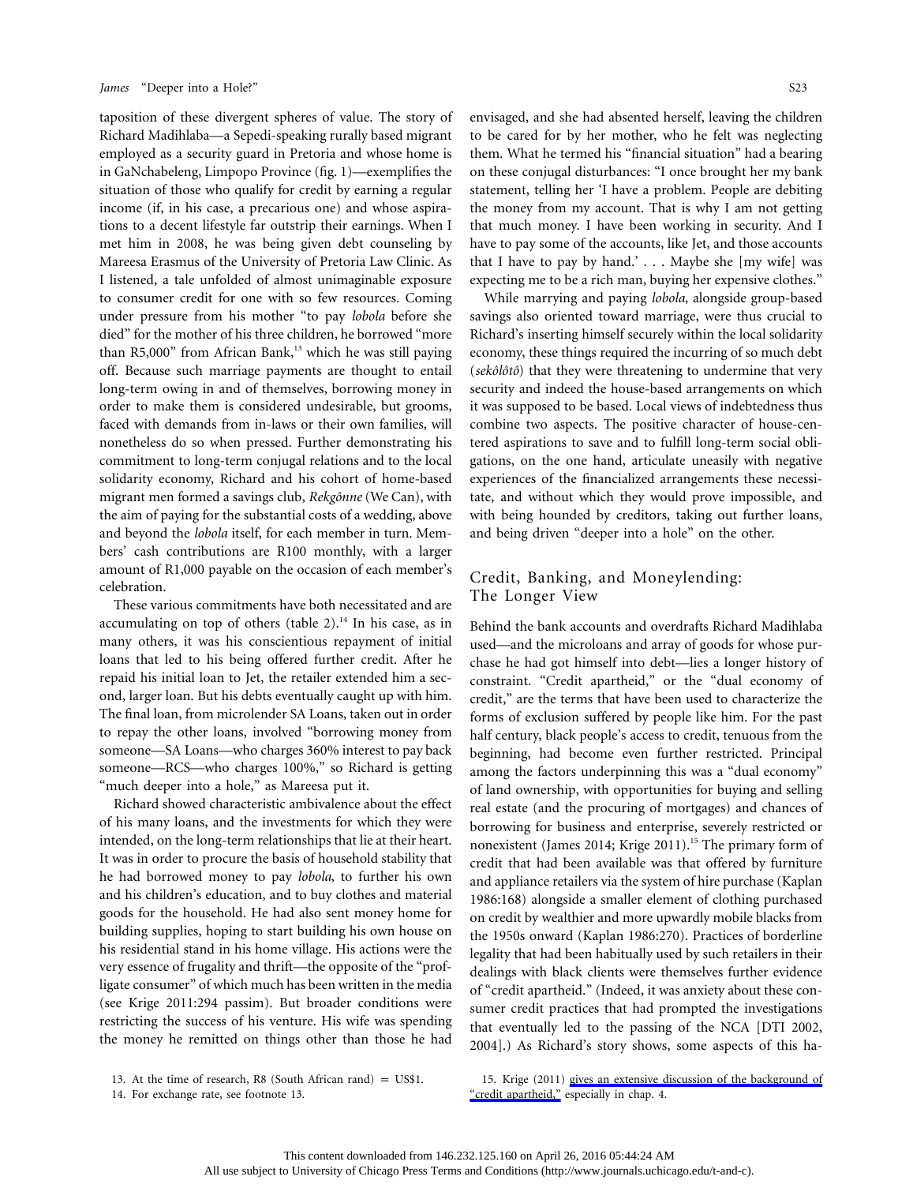taposition of these divergent spheres of value. The story of Richard Madihlaba—a Sepedi-speaking rurally based migrant employed as a security guard in Pretoria and whose home is in GaNchabeleng, Limpopo Province (fig. 1)—exemplifies the situation of those who qualify for credit by earning a regular income (if, in his case, a precarious one) and whose aspirations to a decent lifestyle far outstrip their earnings. When I met him in 2008, he was being given debt counseling by Mareesa Erasmus of the University of Pretoria Law Clinic. As I listened, a tale unfolded of almost unimaginable exposure to consumer credit for one with so few resources. Coming under pressure from his mother "to pay *lobola* before she died" for the mother of his three children, he borrowed "more than R5,000" from African Bank,[13] which he was still paying off. Because such marriage payments are thought to entail long-term owing in and of themselves, borrowing money in order to make them is considered undesirable, but grooms, faced with demands from in-laws or their own families, will nonetheless do so when pressed. Further demonstrating his commitment to long-term conjugal relations and to the local solidarity economy, Richard and his cohort of home-based migrant men formed a savings club, *Rekgônne* (We Can), with the aim of paying for the substantial costs of a wedding, above and beyond the *lobola* itself, for each member in turn. Members' cash contributions are R100 monthly, with a larger amount of R1,000 payable on the occasion of each member's celebration.

These various commitments have both necessitated and are accumulating on top of others (table 2).[14] In his case, as in many others, it was his conscientious repayment of initial loans that led to his being offered further credit. After he repaid his initial loan to Jet, the retailer extended him a second, larger loan. But his debts eventually caught up with him. The final loan, from microlender SA Loans, taken out in order to repay the other loans, involved "borrowing money from someone—SA Loans—who charges 360% interest to pay back someone—RCS—who charges 100%," so Richard is getting "much deeper into a hole," as Mareesa put it.

Richard showed characteristic ambivalence about the effect of his many loans, and the investments for which they were intended, on the long-term relationships that lie at their heart. It was in order to procure the basis of household stability that he had borrowed money to pay *lobola*, to further his own and his children's education, and to buy clothes and material goods for the household. He had also sent money home for building supplies, hoping to start building his own house on his residential stand in his home village. His actions were the very essence of frugality and thrift—the opposite of the "profligate consumer" of which much has been written in the media (see Krige 2011:294 passim). But broader conditions were restricting the success of his venture. His wife was spending the money he remitted on things other than those he had envisaged, and she had absented herself, leaving the children to be cared for by her mother, who he felt was neglecting them. What he termed his "financial situation" had a bearing on these conjugal disturbances: "I once brought her my bank statement, telling her 'I have a problem. People are debiting the money from my account. That is why I am not getting that much money. I have been working in security. And I have to pay some of the accounts, like Jet, and those accounts that I have to pay by hand.' . . . Maybe she [my wife] was expecting me to be a rich man, buying her expensive clothes."

While marrying and paying *lobola*, alongside group-based savings also oriented toward marriage, were thus crucial to Richard's inserting himself securely within the local solidarity economy, these things required the incurring of so much debt (*sekôlôtô*) that they were threatening to undermine that very security and indeed the house-based arrangements on which it was supposed to be based. Local views of indebtedness thus combine two aspects. The positive character of house-centered aspirations to save and to fulfill long-term social obligations, on the one hand, articulate uneasily with negative experiences of the financialized arrangements these necessitate, and without which they would prove impossible, and with being hounded by creditors, taking out further loans, and being driven "deeper into a hole" on the other.

## Credit, Banking, and Moneylending: The Longer View

Behind the bank accounts and overdrafts Richard Madihlaba used—and the microloans and array of goods for whose purchase he had got himself into debt—lies a longer history of constraint. "Credit apartheid," or the "dual economy of credit," are the terms that have been used to characterize the forms of exclusion suffered by people like him. For the past half century, black people's access to credit, tenuous from the beginning, had become even further restricted. Principal among the factors underpinning this was a "dual economy" of land ownership, with opportunities for buying and selling real estate (and the procuring of mortgages) and chances of borrowing for business and enterprise, severely restricted or nonexistent (James 2014; Krige 2011).[15] The primary form of credit that had been available was that offered by furniture and appliance retailers via the system of hire purchase (Kaplan 1986:168) alongside a smaller element of clothing purchased on credit by wealthier and more upwardly mobile blacks from the 1950s onward (Kaplan 1986:270). Practices of borderline legality that had been habitually used by such retailers in their dealings with black clients were themselves further evidence of "credit apartheid." (Indeed, it was anxiety about these consumer credit practices that had prompted the investigations that eventually led to the passing of the NCA [DTI 2002, 2004].) As Richard's story shows, some aspects of this ha-

13. At the time of research, R8 (South African rand) = US$1.

14. For exchange rate, see footnote 13.

15. Krige (2011) gives an extensive discussion of the background of "credit apartheid," especially in chap. 4.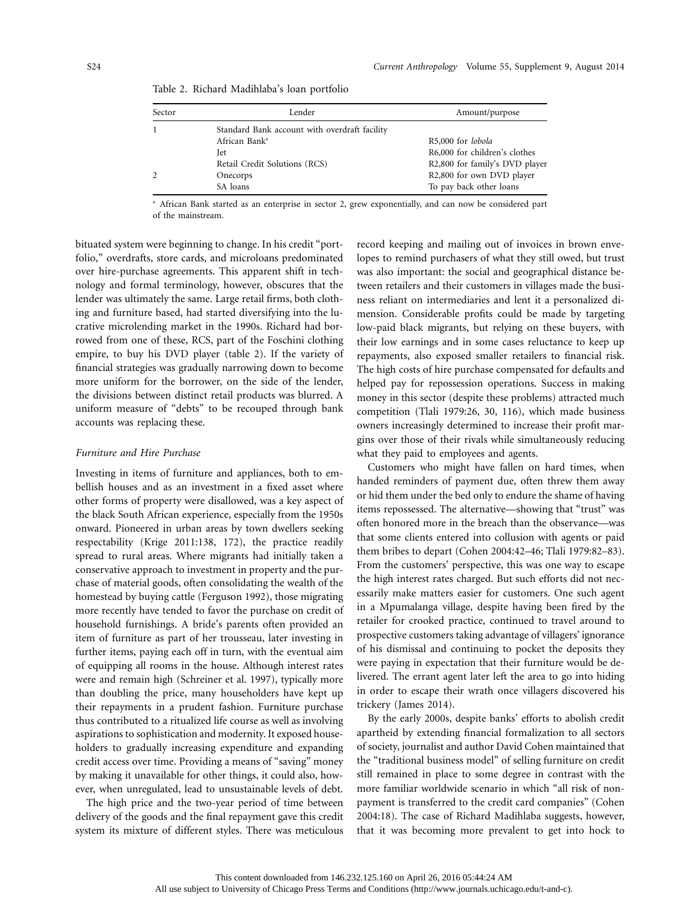Table 2. Richard Madihlaba's loan portfolio

| Sector | Lender | Amount/purpose |
|---|---|---|
| 1 | Standard Bank account with overdraft facility | |
| | African Bank[a] | R5,000 for *lobola* |
| | Jet | R6,000 for children's clothes |
| | Retail Credit Solutions (RCS) | R2,800 for family's DVD player |
| 2 | Onecorps | R2,800 for own DVD player |
| | SA loans | To pay back other loans |

[a] African Bank started as an enterprise in sector 2, grew exponentially, and can now be considered part of the mainstream.

bituated system were beginning to change. In his credit "portfolio," overdrafts, store cards, and microloans predominated over hire-purchase agreements. This apparent shift in technology and formal terminology, however, obscures that the lender was ultimately the same. Large retail firms, both clothing and furniture based, had started diversifying into the lucrative microlending market in the 1990s. Richard had borrowed from one of these, RCS, part of the Foschini clothing empire, to buy his DVD player (table 2). If the variety of financial strategies was gradually narrowing down to become more uniform for the borrower, on the side of the lender, the divisions between distinct retail products was blurred. A uniform measure of "debts" to be recouped through bank accounts was replacing these.

### *Furniture and Hire Purchase*

Investing in items of furniture and appliances, both to embellish houses and as an investment in a fixed asset where other forms of property were disallowed, was a key aspect of the black South African experience, especially from the 1950s onward. Pioneered in urban areas by town dwellers seeking respectability (Krige 2011:138, 172), the practice readily spread to rural areas. Where migrants had initially taken a conservative approach to investment in property and the purchase of material goods, often consolidating the wealth of the homestead by buying cattle (Ferguson 1992), those migrating more recently have tended to favor the purchase on credit of household furnishings. A bride's parents often provided an item of furniture as part of her trousseau, later investing in further items, paying each off in turn, with the eventual aim of equipping all rooms in the house. Although interest rates were and remain high (Schreiner et al. 1997), typically more than doubling the price, many householders have kept up their repayments in a prudent fashion. Furniture purchase thus contributed to a ritualized life course as well as involving aspirations to sophistication and modernity. It exposed householders to gradually increasing expenditure and expanding credit access over time. Providing a means of "saving" money by making it unavailable for other things, it could also, however, when unregulated, lead to unsustainable levels of debt.

The high price and the two-year period of time between delivery of the goods and the final repayment gave this credit system its mixture of different styles. There was meticulous record keeping and mailing out of invoices in brown envelopes to remind purchasers of what they still owed, but trust was also important: the social and geographical distance between retailers and their customers in villages made the business reliant on intermediaries and lent it a personalized dimension. Considerable profits could be made by targeting low-paid black migrants, but relying on these buyers, with their low earnings and in some cases reluctance to keep up repayments, also exposed smaller retailers to financial risk. The high costs of hire purchase compensated for defaults and helped pay for repossession operations. Success in making money in this sector (despite these problems) attracted much competition (Tlali 1979:26, 30, 116), which made business owners increasingly determined to increase their profit margins over those of their rivals while simultaneously reducing what they paid to employees and agents.

Customers who might have fallen on hard times, when handed reminders of payment due, often threw them away or hid them under the bed only to endure the shame of having items repossessed. The alternative—showing that "trust" was often honored more in the breach than the observance—was that some clients entered into collusion with agents or paid them bribes to depart (Cohen 2004:42–46; Tlali 1979:82–83). From the customers' perspective, this was one way to escape the high interest rates charged. But such efforts did not necessarily make matters easier for customers. One such agent in a Mpumalanga village, despite having been fired by the retailer for crooked practice, continued to travel around to prospective customers taking advantage of villagers' ignorance of his dismissal and continuing to pocket the deposits they were paying in expectation that their furniture would be delivered. The errant agent later left the area to go into hiding in order to escape their wrath once villagers discovered his trickery (James 2014).

By the early 2000s, despite banks' efforts to abolish credit apartheid by extending financial formalization to all sectors of society, journalist and author David Cohen maintained that the "traditional business model" of selling furniture on credit still remained in place to some degree in contrast with the more familiar worldwide scenario in which "all risk of nonpayment is transferred to the credit card companies" (Cohen 2004:18). The case of Richard Madihlaba suggests, however, that it was becoming more prevalent to get into hock to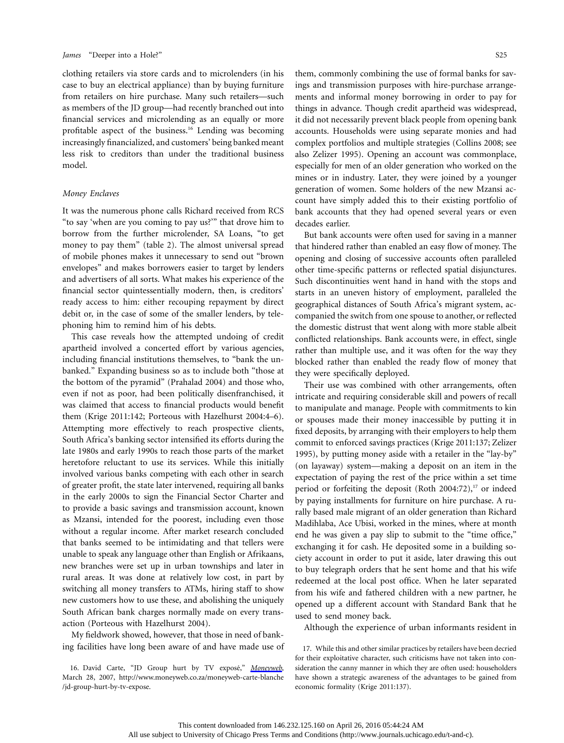clothing retailers via store cards and to microlenders (in his case to buy an electrical appliance) than by buying furniture from retailers on hire purchase. Many such retailers—such as members of the JD group—had recently branched out into financial services and microlending as an equally or more profitable aspect of the business.[16] Lending was becoming increasingly financialized, and customers' being banked meant less risk to creditors than under the traditional business model.

### *Money Enclaves*

It was the numerous phone calls Richard received from RCS "to say 'when are you coming to pay us?'" that drove him to borrow from the further microlender, SA Loans, "to get money to pay them" (table 2). The almost universal spread of mobile phones makes it unnecessary to send out "brown envelopes" and makes borrowers easier to target by lenders and advertisers of all sorts. What makes his experience of the financial sector quintessentially modern, then, is creditors' ready access to him: either recouping repayment by direct debit or, in the case of some of the smaller lenders, by telephoning him to remind him of his debts.

This case reveals how the attempted undoing of credit apartheid involved a concerted effort by various agencies, including financial institutions themselves, to "bank the unbanked." Expanding business so as to include both "those at the bottom of the pyramid" (Prahalad 2004) and those who, even if not as poor, had been politically disenfranchised, it was claimed that access to financial products would benefit them (Krige 2011:142; Porteous with Hazelhurst 2004:4–6). Attempting more effectively to reach prospective clients, South Africa's banking sector intensified its efforts during the late 1980s and early 1990s to reach those parts of the market heretofore reluctant to use its services. While this initially involved various banks competing with each other in search of greater profit, the state later intervened, requiring all banks in the early 2000s to sign the Financial Sector Charter and to provide a basic savings and transmission account, known as Mzansi, intended for the poorest, including even those without a regular income. After market research concluded that banks seemed to be intimidating and that tellers were unable to speak any language other than English or Afrikaans, new branches were set up in urban townships and later in rural areas. It was done at relatively low cost, in part by switching all money transfers to ATMs, hiring staff to show new customers how to use these, and abolishing the uniquely South African bank charges normally made on every transaction (Porteous with Hazelhurst 2004).

My fieldwork showed, however, that those in need of banking facilities have long been aware of and have made use of them, commonly combining the use of formal banks for savings and transmission purposes with hire-purchase arrangements and informal money borrowing in order to pay for things in advance. Though credit apartheid was widespread, it did not necessarily prevent black people from opening bank accounts. Households were using separate monies and had complex portfolios and multiple strategies (Collins 2008; see also Zelizer 1995). Opening an account was commonplace, especially for men of an older generation who worked on the mines or in industry. Later, they were joined by a younger generation of women. Some holders of the new Mzansi account have simply added this to their existing portfolio of bank accounts that they had opened several years or even decades earlier.

But bank accounts were often used for saving in a manner that hindered rather than enabled an easy flow of money. The opening and closing of successive accounts often paralleled other time-specific patterns or reflected spatial disjunctures. Such discontinuities went hand in hand with the stops and starts in an uneven history of employment, paralleled the geographical distances of South Africa's migrant system, accompanied the switch from one spouse to another, or reflected the domestic distrust that went along with more stable albeit conflicted relationships. Bank accounts were, in effect, single rather than multiple use, and it was often for the way they blocked rather than enabled the ready flow of money that they were specifically deployed.

Their use was combined with other arrangements, often intricate and requiring considerable skill and powers of recall to manipulate and manage. People with commitments to kin or spouses made their money inaccessible by putting it in fixed deposits, by arranging with their employers to help them commit to enforced savings practices (Krige 2011:137; Zelizer 1995), by putting money aside with a retailer in the "lay-by" (on layaway) system—making a deposit on an item in the expectation of paying the rest of the price within a set time period or forfeiting the deposit (Roth 2004:72),[17] or indeed by paying installments for furniture on hire purchase. A rurally based male migrant of an older generation than Richard Madihlaba, Ace Ubisi, worked in the mines, where at month end he was given a pay slip to submit to the "time office," exchanging it for cash. He deposited some in a building society account in order to put it aside, later drawing this out to buy telegraph orders that he sent home and that his wife redeemed at the local post office. When he later separated from his wife and fathered children with a new partner, he opened up a different account with Standard Bank that he used to send money back.

Although the experience of urban informants resident in

16. David Carte, "JD Group hurt by TV exposé," *Moneyweb*, March 28, 2007, http://www.moneyweb.co.za/moneyweb-carte-blanche/jd-group-hurt-by-tv-expose.

17. While this and other similar practices by retailers have been decried for their exploitative character, such criticisms have not taken into consideration the canny manner in which they are often used: householders have shown a strategic awareness of the advantages to be gained from economic formality (Krige 2011:137).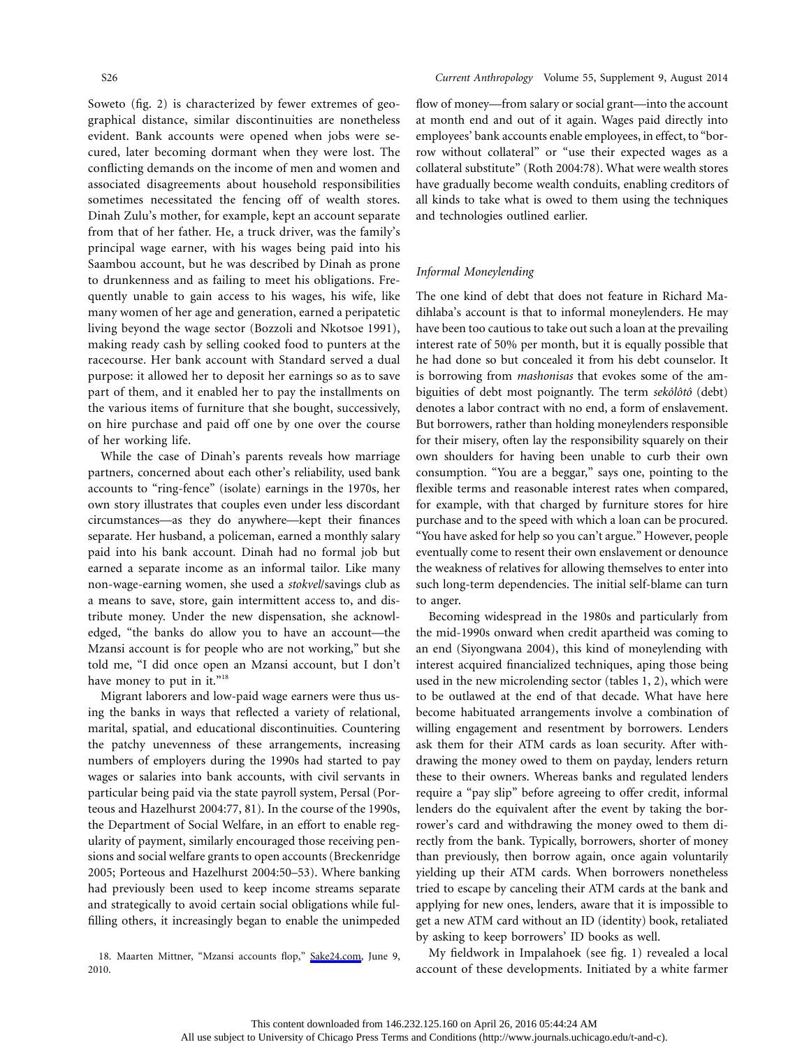Soweto (fig. 2) is characterized by fewer extremes of geographical distance, similar discontinuities are nonetheless evident. Bank accounts were opened when jobs were secured, later becoming dormant when they were lost. The conflicting demands on the income of men and women and associated disagreements about household responsibilities sometimes necessitated the fencing off of wealth stores. Dinah Zulu's mother, for example, kept an account separate from that of her father. He, a truck driver, was the family's principal wage earner, with his wages being paid into his Saambou account, but he was described by Dinah as prone to drunkenness and as failing to meet his obligations. Frequently unable to gain access to his wages, his wife, like many women of her age and generation, earned a peripatetic living beyond the wage sector (Bozzoli and Nkotsoe 1991), making ready cash by selling cooked food to punters at the racecourse. Her bank account with Standard served a dual purpose: it allowed her to deposit her earnings so as to save part of them, and it enabled her to pay the installments on the various items of furniture that she bought, successively, on hire purchase and paid off one by one over the course of her working life.

While the case of Dinah's parents reveals how marriage partners, concerned about each other's reliability, used bank accounts to "ring-fence" (isolate) earnings in the 1970s, her own story illustrates that couples even under less discordant circumstances—as they do anywhere—kept their finances separate. Her husband, a policeman, earned a monthly salary paid into his bank account. Dinah had no formal job but earned a separate income as an informal tailor. Like many non-wage-earning women, she used a *stokvel*/savings club as a means to save, store, gain intermittent access to, and distribute money. Under the new dispensation, she acknowledged, "the banks do allow you to have an account—the Mzansi account is for people who are not working," but she told me, "I did once open an Mzansi account, but I don't have money to put in it."[18]

Migrant laborers and low-paid wage earners were thus using the banks in ways that reflected a variety of relational, marital, spatial, and educational discontinuities. Countering the patchy unevenness of these arrangements, increasing numbers of employers during the 1990s had started to pay wages or salaries into bank accounts, with civil servants in particular being paid via the state payroll system, Persal (Porteous and Hazelhurst 2004:77, 81). In the course of the 1990s, the Department of Social Welfare, in an effort to enable regularity of payment, similarly encouraged those receiving pensions and social welfare grants to open accounts (Breckenridge 2005; Porteous and Hazelhurst 2004:50–53). Where banking had previously been used to keep income streams separate and strategically to avoid certain social obligations while fulfilling others, it increasingly began to enable the unimpeded flow of money—from salary or social grant—into the account at month end and out of it again. Wages paid directly into employees' bank accounts enable employees, in effect, to "borrow without collateral" or "use their expected wages as a collateral substitute" (Roth 2004:78). What were wealth stores have gradually become wealth conduits, enabling creditors of all kinds to take what is owed to them using the techniques and technologies outlined earlier.

### *Informal Moneylending*

The one kind of debt that does not feature in Richard Madihlaba's account is that to informal moneylenders. He may have been too cautious to take out such a loan at the prevailing interest rate of 50% per month, but it is equally possible that he had done so but concealed it from his debt counselor. It is borrowing from *mashonisas* that evokes some of the ambiguities of debt most poignantly. The term *sekôlôtô* (debt) denotes a labor contract with no end, a form of enslavement. But borrowers, rather than holding moneylenders responsible for their misery, often lay the responsibility squarely on their own shoulders for having been unable to curb their own consumption. "You are a beggar," says one, pointing to the flexible terms and reasonable interest rates when compared, for example, with that charged by furniture stores for hire purchase and to the speed with which a loan can be procured. "You have asked for help so you can't argue." However, people eventually come to resent their own enslavement or denounce the weakness of relatives for allowing themselves to enter into such long-term dependencies. The initial self-blame can turn to anger.

Becoming widespread in the 1980s and particularly from the mid-1990s onward when credit apartheid was coming to an end (Siyongwana 2004), this kind of moneylending with interest acquired financialized techniques, aping those being used in the new microlending sector (tables 1, 2), which were to be outlawed at the end of that decade. What have here become habituated arrangements involve a combination of willing engagement and resentment by borrowers. Lenders ask them for their ATM cards as loan security. After withdrawing the money owed to them on payday, lenders return these to their owners. Whereas banks and regulated lenders require a "pay slip" before agreeing to offer credit, informal lenders do the equivalent after the event by taking the borrower's card and withdrawing the money owed to them directly from the bank. Typically, borrowers, shorter of money than previously, then borrow again, once again voluntarily yielding up their ATM cards. When borrowers nonetheless tried to escape by canceling their ATM cards at the bank and applying for new ones, lenders, aware that it is impossible to get a new ATM card without an ID (identity) book, retaliated by asking to keep borrowers' ID books as well.

My fieldwork in Impalahoek (see fig. 1) revealed a local account of these developments. Initiated by a white farmer

18. Maarten Mittner, "Mzansi accounts flop," Sake24.com, June 9, 2010.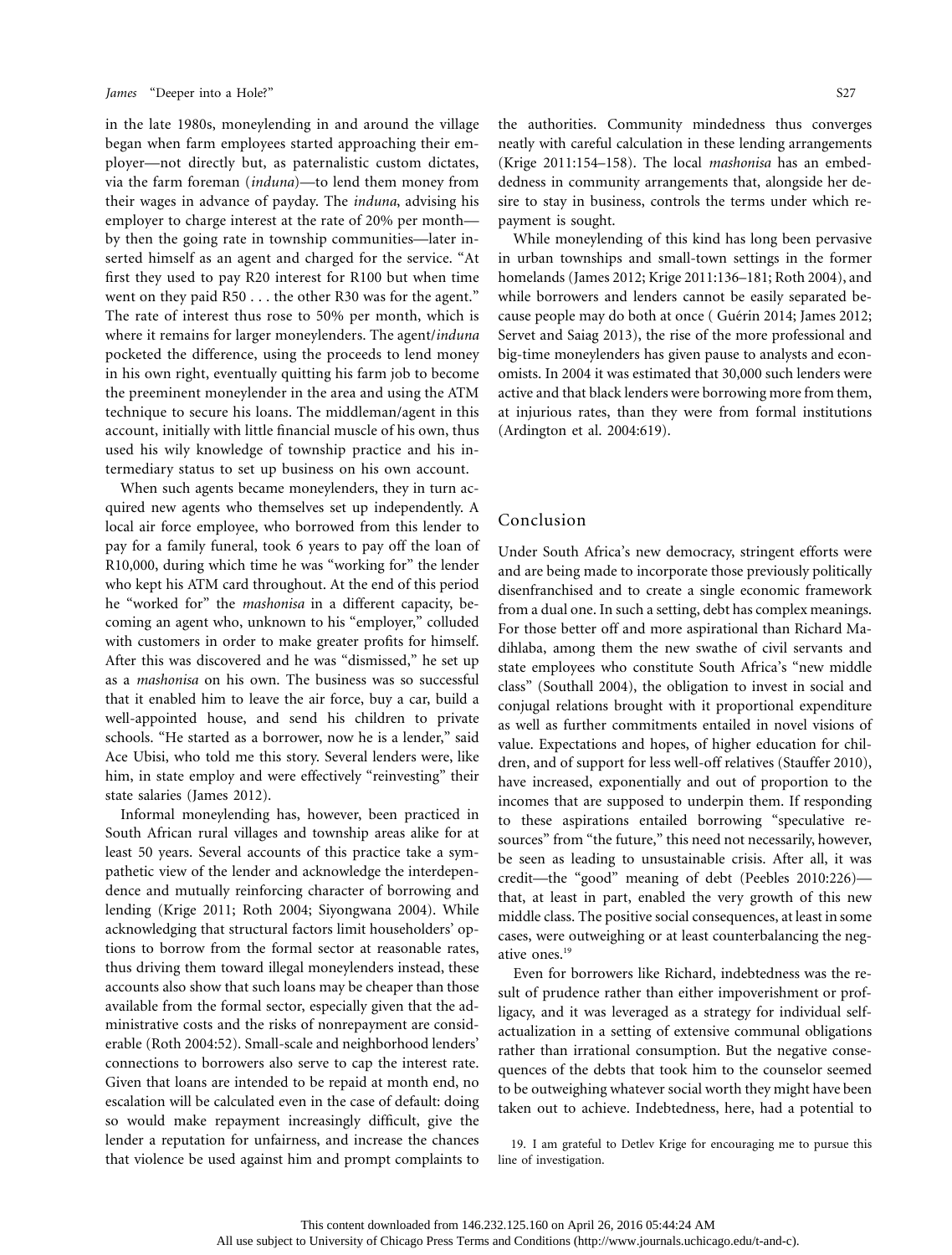in the late 1980s, moneylending in and around the village began when farm employees started approaching their employer—not directly but, as paternalistic custom dictates, via the farm foreman (*induna*)—to lend them money from their wages in advance of payday. The *induna*, advising his employer to charge interest at the rate of 20% per month—by then the going rate in township communities—later inserted himself as an agent and charged for the service. "At first they used to pay R20 interest for R100 but when time went on they paid R50 . . . the other R30 was for the agent." The rate of interest thus rose to 50% per month, which is where it remains for larger moneylenders. The agent/*induna* pocketed the difference, using the proceeds to lend money in his own right, eventually quitting his farm job to become the preeminent moneylender in the area and using the ATM technique to secure his loans. The middleman/agent in this account, initially with little financial muscle of his own, thus used his wily knowledge of township practice and his intermediary status to set up business on his own account.

When such agents became moneylenders, they in turn acquired new agents who themselves set up independently. A local air force employee, who borrowed from this lender to pay for a family funeral, took 6 years to pay off the loan of R10,000, during which time he was "working for" the lender who kept his ATM card throughout. At the end of this period he "worked for" the *mashonisa* in a different capacity, becoming an agent who, unknown to his "employer," colluded with customers in order to make greater profits for himself. After this was discovered and he was "dismissed," he set up as a *mashonisa* on his own. The business was so successful that it enabled him to leave the air force, buy a car, build a well-appointed house, and send his children to private schools. "He started as a borrower, now he is a lender," said Ace Ubisi, who told me this story. Several lenders were, like him, in state employ and were effectively "reinvesting" their state salaries (James 2012).

Informal moneylending has, however, been practiced in South African rural villages and township areas alike for at least 50 years. Several accounts of this practice take a sympathetic view of the lender and acknowledge the interdependence and mutually reinforcing character of borrowing and lending (Krige 2011; Roth 2004; Siyongwana 2004). While acknowledging that structural factors limit householders' options to borrow from the formal sector at reasonable rates, thus driving them toward illegal moneylenders instead, these accounts also show that such loans may be cheaper than those available from the formal sector, especially given that the administrative costs and the risks of nonrepayment are considerable (Roth 2004:52). Small-scale and neighborhood lenders' connections to borrowers also serve to cap the interest rate. Given that loans are intended to be repaid at month end, no escalation will be calculated even in the case of default: doing so would make repayment increasingly difficult, give the lender a reputation for unfairness, and increase the chances that violence be used against him and prompt complaints to the authorities. Community mindedness thus converges neatly with careful calculation in these lending arrangements (Krige 2011:154–158). The local *mashonisa* has an embeddedness in community arrangements that, alongside her desire to stay in business, controls the terms under which repayment is sought.

While moneylending of this kind has long been pervasive in urban townships and small-town settings in the former homelands (James 2012; Krige 2011:136–181; Roth 2004), and while borrowers and lenders cannot be easily separated because people may do both at once ( Guérin 2014; James 2012; Servet and Saiag 2013), the rise of the more professional and big-time moneylenders has given pause to analysts and economists. In 2004 it was estimated that 30,000 such lenders were active and that black lenders were borrowing more from them, at injurious rates, than they were from formal institutions (Ardington et al. 2004:619).

## Conclusion

Under South Africa's new democracy, stringent efforts were and are being made to incorporate those previously politically disenfranchised and to create a single economic framework from a dual one. In such a setting, debt has complex meanings. For those better off and more aspirational than Richard Madihlaba, among them the new swathe of civil servants and state employees who constitute South Africa's "new middle class" (Southall 2004), the obligation to invest in social and conjugal relations brought with it proportional expenditure as well as further commitments entailed in novel visions of value. Expectations and hopes, of higher education for children, and of support for less well-off relatives (Stauffer 2010), have increased, exponentially and out of proportion to the incomes that are supposed to underpin them. If responding to these aspirations entailed borrowing "speculative resources" from "the future," this need not necessarily, however, be seen as leading to unsustainable crisis. After all, it was credit—the "good" meaning of debt (Peebles 2010:226)—that, at least in part, enabled the very growth of this new middle class. The positive social consequences, at least in some cases, were outweighing or at least counterbalancing the negative ones.[19]

Even for borrowers like Richard, indebtedness was the result of prudence rather than either impoverishment or profligacy, and it was leveraged as a strategy for individual self-actualization in a setting of extensive communal obligations rather than irrational consumption. But the negative consequences of the debts that took him to the counselor seemed to be outweighing whatever social worth they might have been taken out to achieve. Indebtedness, here, had a potential to

19. I am grateful to Detlev Krige for encouraging me to pursue this line of investigation.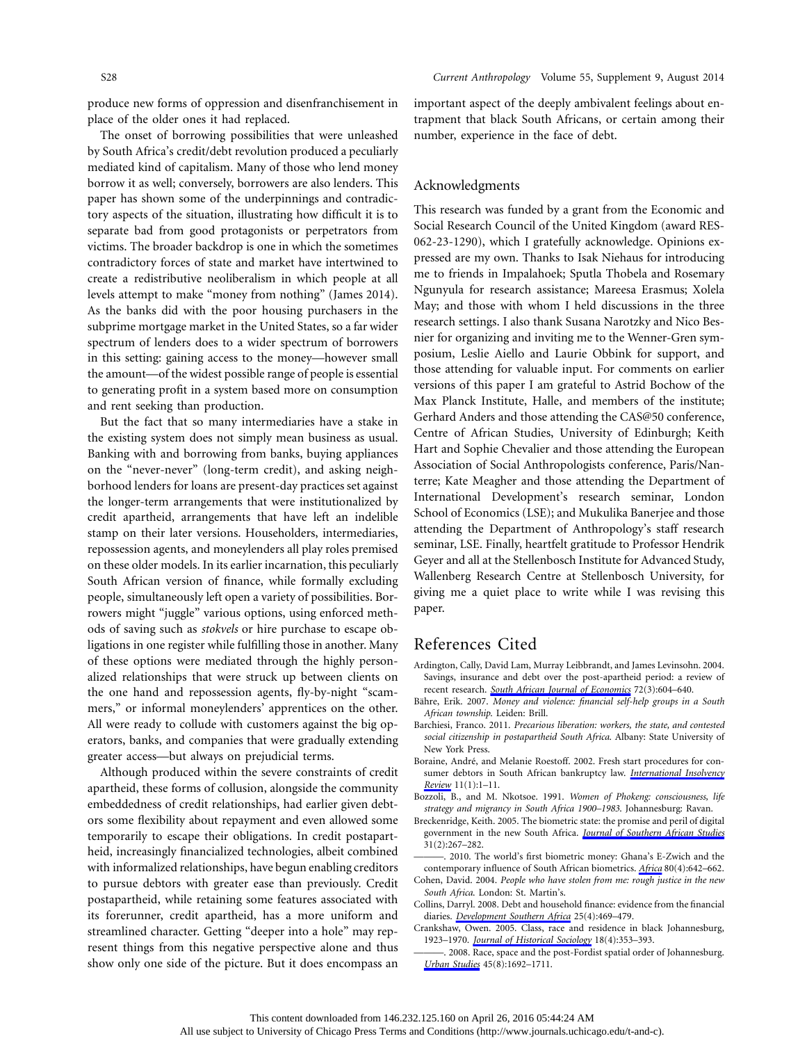produce new forms of oppression and disenfranchisement in place of the older ones it had replaced.

The onset of borrowing possibilities that were unleashed by South Africa's credit/debt revolution produced a peculiarly mediated kind of capitalism. Many of those who lend money borrow it as well; conversely, borrowers are also lenders. This paper has shown some of the underpinnings and contradictory aspects of the situation, illustrating how difficult it is to separate bad from good protagonists or perpetrators from victims. The broader backdrop is one in which the sometimes contradictory forces of state and market have intertwined to create a redistributive neoliberalism in which people at all levels attempt to make "money from nothing" (James 2014). As the banks did with the poor housing purchasers in the subprime mortgage market in the United States, so a far wider spectrum of lenders does to a wider spectrum of borrowers in this setting: gaining access to the money—however small the amount—of the widest possible range of people is essential to generating profit in a system based more on consumption and rent seeking than production.

But the fact that so many intermediaries have a stake in the existing system does not simply mean business as usual. Banking with and borrowing from banks, buying appliances on the "never-never" (long-term credit), and asking neighborhood lenders for loans are present-day practices set against the longer-term arrangements that were institutionalized by credit apartheid, arrangements that have left an indelible stamp on their later versions. Householders, intermediaries, repossession agents, and moneylenders all play roles premised on these older models. In its earlier incarnation, this peculiarly South African version of finance, while formally excluding people, simultaneously left open a variety of possibilities. Borrowers might "juggle" various options, using enforced methods of saving such as *stokvels* or hire purchase to escape obligations in one register while fulfilling those in another. Many of these options were mediated through the highly personalized relationships that were struck up between clients on the one hand and repossession agents, fly-by-night "scammers," or informal moneylenders' apprentices on the other. All were ready to collude with customers against the big operators, banks, and companies that were gradually extending greater access—but always on prejudicial terms.

Although produced within the severe constraints of credit apartheid, these forms of collusion, alongside the community embeddedness of credit relationships, had earlier given debtors some flexibility about repayment and even allowed some temporarily to escape their obligations. In credit postapartheid, increasingly financialized technologies, albeit combined with informalized relationships, have begun enabling creditors to pursue debtors with greater ease than previously. Credit postapartheid, while retaining some features associated with its forerunner, credit apartheid, has a more uniform and streamlined character. Getting "deeper into a hole" may represent things from this negative perspective alone and thus show only one side of the picture. But it does encompass an important aspect of the deeply ambivalent feelings about entrapment that black South Africans, or certain among their number, experience in the face of debt.

## Acknowledgments

This research was funded by a grant from the Economic and Social Research Council of the United Kingdom (award RES-062-23-1290), which I gratefully acknowledge. Opinions expressed are my own. Thanks to Isak Niehaus for introducing me to friends in Impalahoek; Sputla Thobela and Rosemary Ngunyula for research assistance; Mareesa Erasmus; Xolela May; and those with whom I held discussions in the three research settings. I also thank Susana Narotzky and Nico Besnier for organizing and inviting me to the Wenner-Gren symposium, Leslie Aiello and Laurie Obbink for support, and those attending for valuable input. For comments on earlier versions of this paper I am grateful to Astrid Bochow of the Max Planck Institute, Halle, and members of the institute; Gerhard Anders and those attending the CAS@50 conference, Centre of African Studies, University of Edinburgh; Keith Hart and Sophie Chevalier and those attending the European Association of Social Anthropologists conference, Paris/Nanterre; Kate Meagher and those attending the Department of International Development's research seminar, London School of Economics (LSE); and Mukulika Banerjee and those attending the Department of Anthropology's staff research seminar, LSE. Finally, heartfelt gratitude to Professor Hendrik Geyer and all at the Stellenbosch Institute for Advanced Study, Wallenberg Research Centre at Stellenbosch University, for giving me a quiet place to write while I was revising this paper.

# References Cited

Ardington, Cally, David Lam, Murray Leibbrandt, and James Levinsohn. 2004. Savings, insurance and debt over the post-apartheid period: a review of recent research. *South African Journal of Economics* 72(3):604–640.

Bähre, Erik. 2007. *Money and violence: financial self-help groups in a South African township.* Leiden: Brill.

Barchiesi, Franco. 2011. *Precarious liberation: workers, the state, and contested social citizenship in postapartheid South Africa.* Albany: State University of New York Press.

Boraine, André, and Melanie Roestoff. 2002. Fresh start procedures for consumer debtors in South African bankruptcy law. *International Insolvency Review* 11(1):1–11.

Bozzoli, B., and M. Nkotsoe. 1991. *Women of Phokeng: consciousness, life strategy and migrancy in South Africa 1900–1983.* Johannesburg: Ravan.

Breckenridge, Keith. 2005. The biometric state: the promise and peril of digital government in the new South Africa. *Journal of Southern African Studies* 31(2):267–282.

———. 2010. The world's first biometric money: Ghana's E-Zwich and the contemporary influence of South African biometrics. *Africa* 80(4):642–662.

Cohen, David. 2004. *People who have stolen from me: rough justice in the new South Africa.* London: St. Martin's.

Collins, Darryl. 2008. Debt and household finance: evidence from the financial diaries. *Development Southern Africa* 25(4):469–479.

Crankshaw, Owen. 2005. Class, race and residence in black Johannesburg, 1923–1970. *Journal of Historical Sociology* 18(4):353–393.

———. 2008. Race, space and the post-Fordist spatial order of Johannesburg. *Urban Studies* 45(8):1692–1711.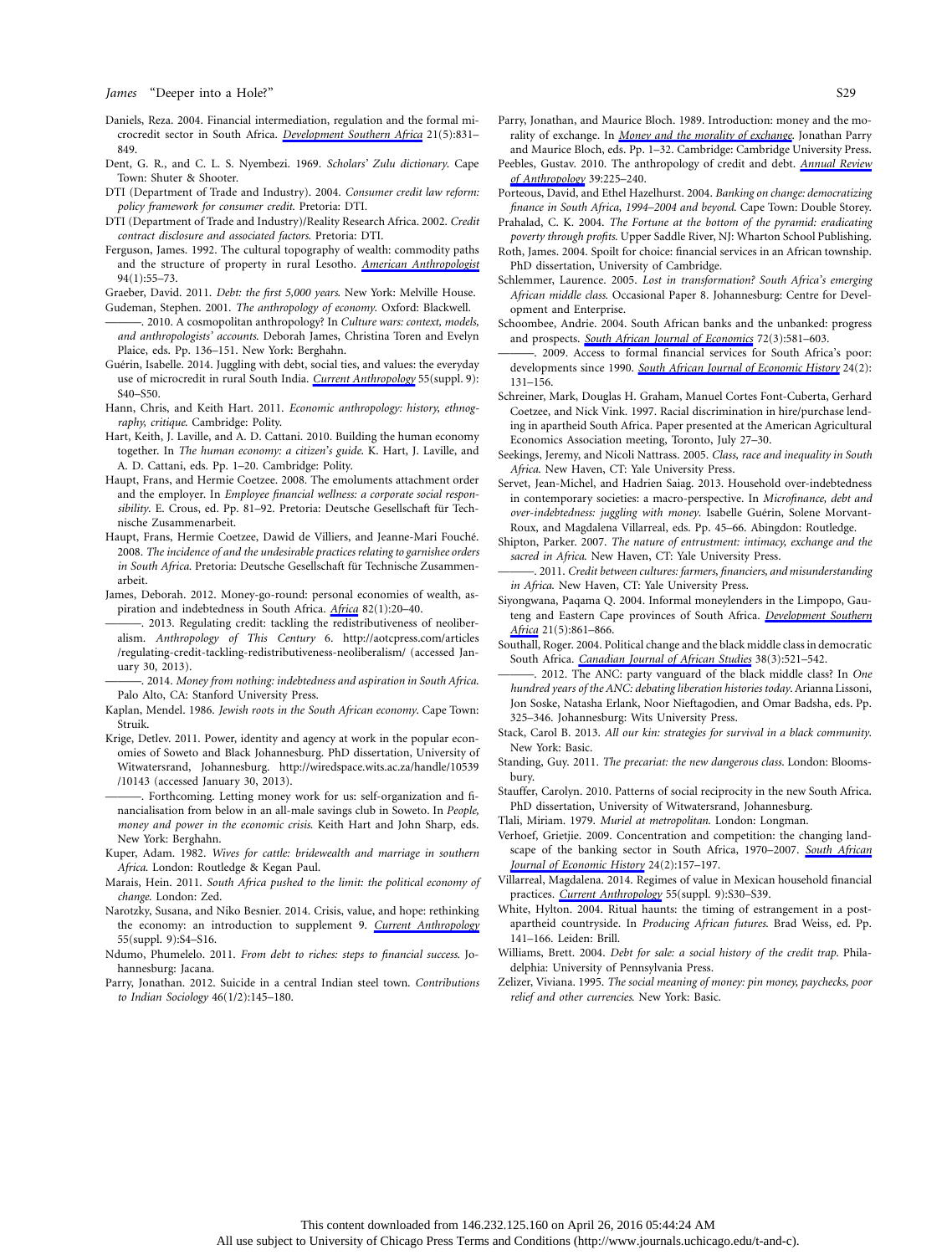Daniels, Reza. 2004. Financial intermediation, regulation and the formal microcredit sector in South Africa. *Development Southern Africa* 21(5):831–849.

Dent, G. R., and C. L. S. Nyembezi. 1969. *Scholars' Zulu dictionary*. Cape Town: Shuter & Shooter.

DTI (Department of Trade and Industry). 2004. *Consumer credit law reform: policy framework for consumer credit*. Pretoria: DTI.

DTI (Department of Trade and Industry)/Reality Research Africa. 2002. *Credit contract disclosure and associated factors*. Pretoria: DTI.

Ferguson, James. 1992. The cultural topography of wealth: commodity paths and the structure of property in rural Lesotho. *American Anthropologist* 94(1):55–73.

Graeber, David. 2011. *Debt: the first 5,000 years*. New York: Melville House.

Gudeman, Stephen. 2001. *The anthropology of economy*. Oxford: Blackwell.

———. 2010. A cosmopolitan anthropology? In *Culture wars: context, models, and anthropologists' accounts*. Deborah James, Christina Toren and Evelyn Plaice, eds. Pp. 136–151. New York: Berghahn.

Guérin, Isabelle. 2014. Juggling with debt, social ties, and values: the everyday use of microcredit in rural South India. *Current Anthropology* 55(suppl. 9): S40–S50.

Hann, Chris, and Keith Hart. 2011. *Economic anthropology: history, ethnography, critique*. Cambridge: Polity.

Hart, Keith, J. Laville, and A. D. Cattani. 2010. Building the human economy together. In *The human economy: a citizen's guide*. K. Hart, J. Laville, and A. D. Cattani, eds. Pp. 1–20. Cambridge: Polity.

Haupt, Frans, and Hermie Coetzee. 2008. The emoluments attachment order and the employer. In *Employee financial wellness: a corporate social responsibility*. E. Crous, ed. Pp. 81–92. Pretoria: Deutsche Gesellschaft für Technische Zusammenarbeit.

Haupt, Frans, Hermie Coetzee, Dawid de Villiers, and Jeanne-Mari Fouché. 2008. *The incidence of and the undesirable practices relating to garnishee orders in South Africa*. Pretoria: Deutsche Gesellschaft für Technische Zusammenarbeit.

James, Deborah. 2012. Money-go-round: personal economies of wealth, aspiration and indebtedness in South Africa. *Africa* 82(1):20–40.

———. 2013. Regulating credit: tackling the redistributiveness of neoliberalism. *Anthropology of This Century* 6. http://aotcpress.com/articles/regulating-credit-tackling-redistributiveness-neoliberalism/ (accessed January 30, 2013).

———. 2014. *Money from nothing: indebtedness and aspiration in South Africa*. Palo Alto, CA: Stanford University Press.

Kaplan, Mendel. 1986. *Jewish roots in the South African economy*. Cape Town: Struik.

Krige, Detlev. 2011. Power, identity and agency at work in the popular economies of Soweto and Black Johannesburg. PhD dissertation, University of Witwatersrand, Johannesburg. http://wiredspace.wits.ac.za/handle/10539/10143 (accessed January 30, 2013).

———. Forthcoming. Letting money work for us: self-organization and financialisation from below in an all-male savings club in Soweto. In *People, money and power in the economic crisis*. Keith Hart and John Sharp, eds. New York: Berghahn.

Kuper, Adam. 1982. *Wives for cattle: bridewealth and marriage in southern Africa*. London: Routledge & Kegan Paul.

Marais, Hein. 2011. *South Africa pushed to the limit: the political economy of change*. London: Zed.

Narotzky, Susana, and Niko Besnier. 2014. Crisis, value, and hope: rethinking the economy: an introduction to supplement 9. *Current Anthropology* 55(suppl. 9):S4–S16.

Ndumo, Phumelelo. 2011. *From debt to riches: steps to financial success*. Johannesburg: Jacana.

Parry, Jonathan. 2012. Suicide in a central Indian steel town. *Contributions to Indian Sociology* 46(1/2):145–180.

Parry, Jonathan, and Maurice Bloch. 1989. Introduction: money and the morality of exchange. In *Money and the morality of exchange*. Jonathan Parry and Maurice Bloch, eds. Pp. 1–32. Cambridge: Cambridge University Press.

Peebles, Gustav. 2010. The anthropology of credit and debt. *Annual Review of Anthropology* 39:225–240.

Porteous, David, and Ethel Hazelhurst. 2004. *Banking on change: democratizing finance in South Africa, 1994–2004 and beyond*. Cape Town: Double Storey.

Prahalad, C. K. 2004. *The Fortune at the bottom of the pyramid: eradicating poverty through profits*. Upper Saddle River, NJ: Wharton School Publishing.

Roth, James. 2004. Spoilt for choice: financial services in an African township. PhD dissertation, University of Cambridge.

Schlemmer, Laurence. 2005. *Lost in transformation? South Africa's emerging African middle class*. Occasional Paper 8. Johannesburg: Centre for Development and Enterprise.

Schoombee, Andrie. 2004. South African banks and the unbanked: progress and prospects. *South African Journal of Economics* 72(3):581–603.

———. 2009. Access to formal financial services for South Africa's poor: developments since 1990. *South African Journal of Economic History* 24(2): 131–156.

Schreiner, Mark, Douglas H. Graham, Manuel Cortes Font-Cuberta, Gerhard Coetzee, and Nick Vink. 1997. Racial discrimination in hire/purchase lending in apartheid South Africa. Paper presented at the American Agricultural Economics Association meeting, Toronto, July 27–30.

Seekings, Jeremy, and Nicoli Nattrass. 2005. *Class, race and inequality in South Africa*. New Haven, CT: Yale University Press.

Servet, Jean-Michel, and Hadrien Saiag. 2013. Household over-indebtedness in contemporary societies: a macro-perspective. In *Microfinance, debt and over-indebtedness: juggling with money*. Isabelle Guérin, Solene Morvant-Roux, and Magdalena Villarreal, eds. Pp. 45–66. Abingdon: Routledge.

Shipton, Parker. 2007. *The nature of entrustment: intimacy, exchange and the sacred in Africa*. New Haven, CT: Yale University Press.

———. 2011. *Credit between cultures: farmers, financiers, and misunderstanding in Africa*. New Haven, CT: Yale University Press.

Siyongwana, Paqama Q. 2004. Informal moneylenders in the Limpopo, Gauteng and Eastern Cape provinces of South Africa. *Development Southern Africa* 21(5):861–866.

Southall, Roger. 2004. Political change and the black middle class in democratic South Africa. *Canadian Journal of African Studies* 38(3):521–542.

———. 2012. The ANC: party vanguard of the black middle class? In *One hundred years of the ANC: debating liberation histories today*. Arianna Lissoni, Jon Soske, Natasha Erlank, Noor Nieftagodien, and Omar Badsha, eds. Pp. 325–346. Johannesburg: Wits University Press.

Stack, Carol B. 2013. *All our kin: strategies for survival in a black community*. New York: Basic.

Standing, Guy. 2011. *The precariat: the new dangerous class*. London: Bloomsbury.

Stauffer, Carolyn. 2010. Patterns of social reciprocity in the new South Africa. PhD dissertation, University of Witwatersrand, Johannesburg.

Tlali, Miriam. 1979. *Muriel at metropolitan*. London: Longman.

Verhoef, Grietjie. 2009. Concentration and competition: the changing landscape of the banking sector in South Africa, 1970–2007. *South African Journal of Economic History* 24(2):157–197.

Villarreal, Magdalena. 2014. Regimes of value in Mexican household financial practices. *Current Anthropology* 55(suppl. 9):S30–S39.

White, Hylton. 2004. Ritual haunts: the timing of estrangement in a post-apartheid countryside. In *Producing African futures*. Brad Weiss, ed. Pp. 141–166. Leiden: Brill.

Williams, Brett. 2004. *Debt for sale: a social history of the credit trap*. Philadelphia: University of Pennsylvania Press.

Zelizer, Viviana. 1995. *The social meaning of money: pin money, paychecks, poor relief and other currencies*. New York: Basic.